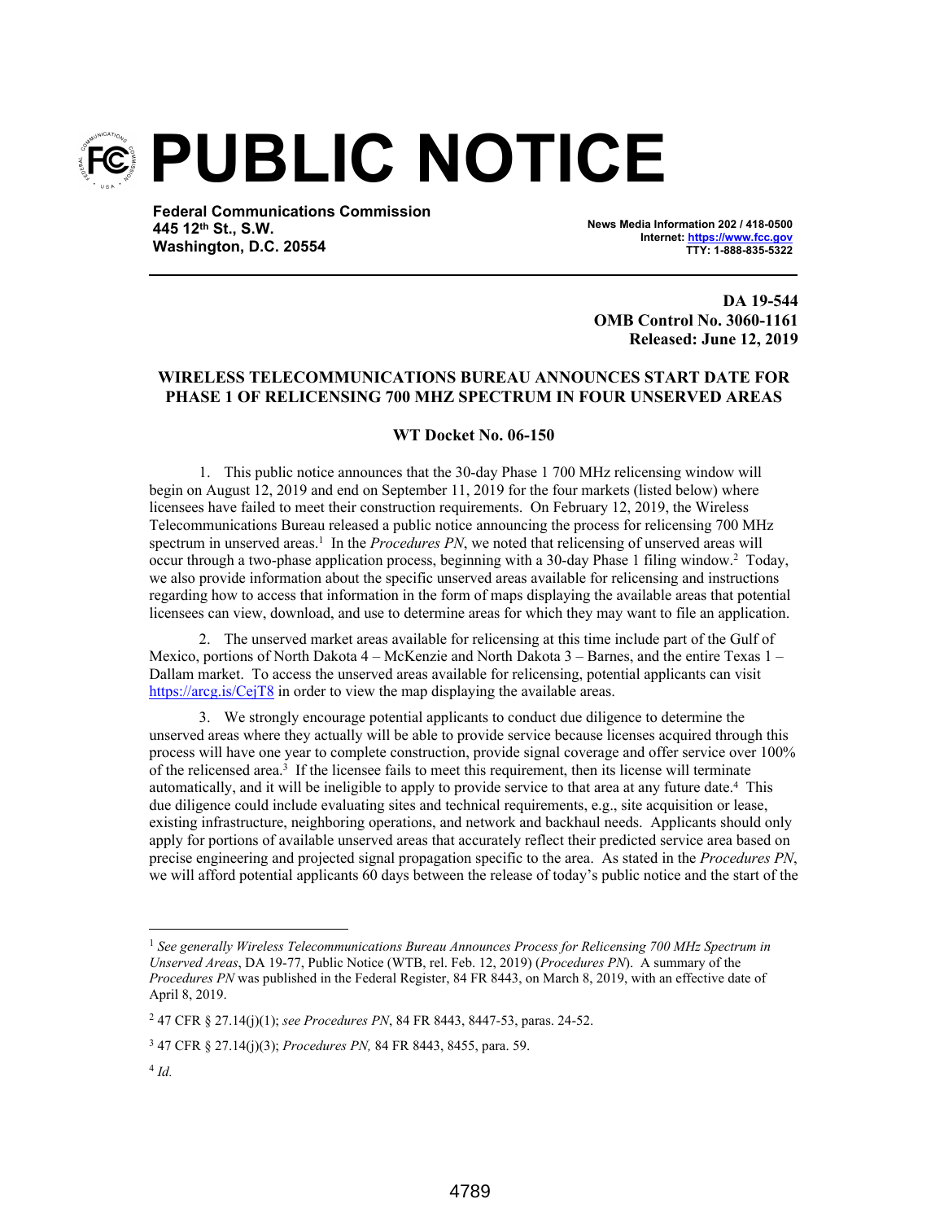# PUBLIC NOTICE

**Federal Communications Commission**
**445 12th St., S.W.**
**Washington, D.C. 20554**

**News Media Information 202 / 418-0500**
**Internet: https://www.fcc.gov**
**TTY: 1-888-835-5322**

**DA 19-544**
**OMB Control No. 3060-1161**
**Released: June 12, 2019**

**WIRELESS TELECOMMUNICATIONS BUREAU ANNOUNCES START DATE FOR PHASE 1 OF RELICENSING 700 MHZ SPECTRUM IN FOUR UNSERVED AREAS**

**WT Docket No. 06-150**

1. This public notice announces that the 30-day Phase 1 700 MHz relicensing window will begin on August 12, 2019 and end on September 11, 2019 for the four markets (listed below) where licensees have failed to meet their construction requirements. On February 12, 2019, the Wireless Telecommunications Bureau released a public notice announcing the process for relicensing 700 MHz spectrum in unserved areas.[1] In the *Procedures PN*, we noted that relicensing of unserved areas will occur through a two-phase application process, beginning with a 30-day Phase 1 filing window.[2] Today, we also provide information about the specific unserved areas available for relicensing and instructions regarding how to access that information in the form of maps displaying the available areas that potential licensees can view, download, and use to determine areas for which they may want to file an application.

2. The unserved market areas available for relicensing at this time include part of the Gulf of Mexico, portions of North Dakota 4 – McKenzie and North Dakota 3 – Barnes, and the entire Texas 1 – Dallam market. To access the unserved areas available for relicensing, potential applicants can visit https://arcg.is/CejT8 in order to view the map displaying the available areas.

3. We strongly encourage potential applicants to conduct due diligence to determine the unserved areas where they actually will be able to provide service because licenses acquired through this process will have one year to complete construction, provide signal coverage and offer service over 100% of the relicensed area.[3] If the licensee fails to meet this requirement, then its license will terminate automatically, and it will be ineligible to apply to provide service to that area at any future date.[4] This due diligence could include evaluating sites and technical requirements, e.g., site acquisition or lease, existing infrastructure, neighboring operations, and network and backhaul needs. Applicants should only apply for portions of available unserved areas that accurately reflect their predicted service area based on precise engineering and projected signal propagation specific to the area. As stated in the *Procedures PN*, we will afford potential applicants 60 days between the release of today's public notice and the start of the

---

[1] *See generally Wireless Telecommunications Bureau Announces Process for Relicensing 700 MHz Spectrum in Unserved Areas*, DA 19-77, Public Notice (WTB, rel. Feb. 12, 2019) (*Procedures PN*). A summary of the *Procedures PN* was published in the Federal Register, 84 FR 8443, on March 8, 2019, with an effective date of April 8, 2019.

[2] 47 CFR § 27.14(j)(1); *see Procedures PN*, 84 FR 8443, 8447-53, paras. 24-52.

[3] 47 CFR § 27.14(j)(3); *Procedures PN,* 84 FR 8443, 8455, para. 59.

[4] *Id.*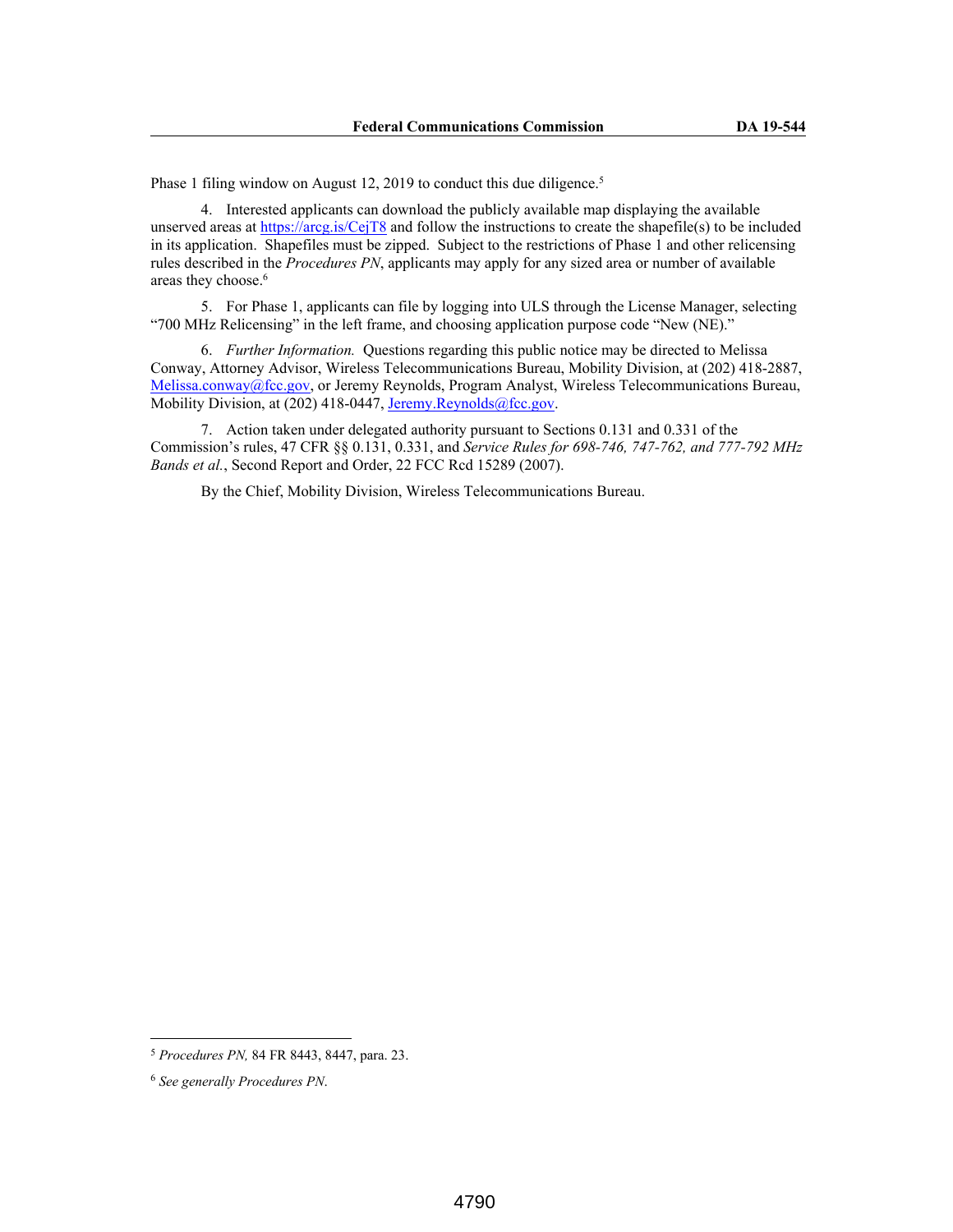Phase 1 filing window on August 12, 2019 to conduct this due diligence.[5]

4. Interested applicants can download the publicly available map displaying the available unserved areas at https://arcg.is/CejT8 and follow the instructions to create the shapefile(s) to be included in its application. Shapefiles must be zipped. Subject to the restrictions of Phase 1 and other relicensing rules described in the *Procedures PN*, applicants may apply for any sized area or number of available areas they choose.[6]

5. For Phase 1, applicants can file by logging into ULS through the License Manager, selecting "700 MHz Relicensing" in the left frame, and choosing application purpose code "New (NE)."

6. *Further Information.* Questions regarding this public notice may be directed to Melissa Conway, Attorney Advisor, Wireless Telecommunications Bureau, Mobility Division, at (202) 418-2887, Melissa.conway@fcc.gov, or Jeremy Reynolds, Program Analyst, Wireless Telecommunications Bureau, Mobility Division, at (202) 418-0447, Jeremy.Reynolds@fcc.gov.

7. Action taken under delegated authority pursuant to Sections 0.131 and 0.331 of the Commission's rules, 47 CFR §§ 0.131, 0.331, and *Service Rules for 698-746, 747-762, and 777-792 MHz Bands et al.*, Second Report and Order, 22 FCC Rcd 15289 (2007).

By the Chief, Mobility Division, Wireless Telecommunications Bureau.

---

[5] *Procedures PN,* 84 FR 8443, 8447, para. 23.

[6] *See generally Procedures PN*.